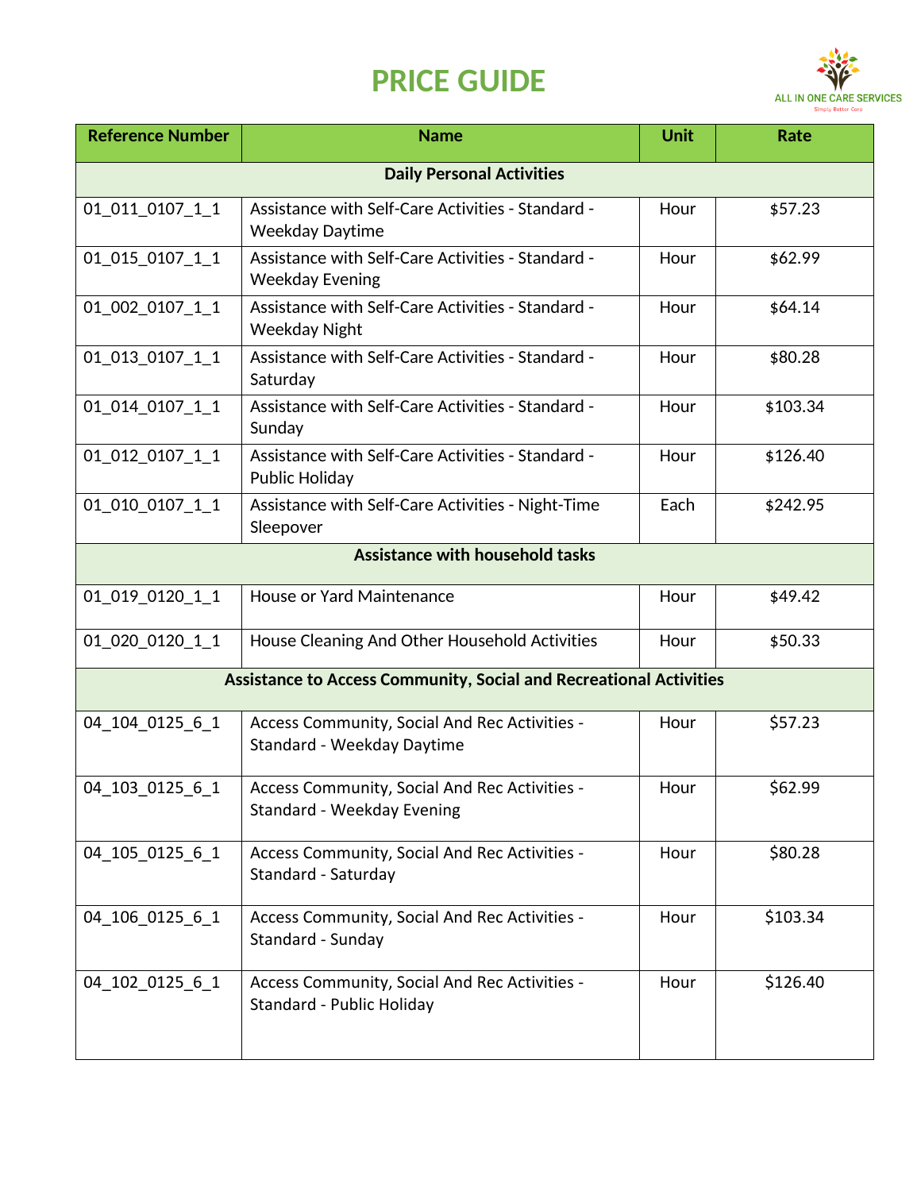# PRICE GUIDE

ALL IN ONE CARE SERVICES
Simply Better Care

| Reference Number | Name | Unit | Rate |
|---|---|---|---|
| **Daily Personal Activities** | | | |
| 01_011_0107_1_1 | Assistance with Self-Care Activities - Standard - Weekday Daytime | Hour | $57.23 |
| 01_015_0107_1_1 | Assistance with Self-Care Activities - Standard - Weekday Evening | Hour | $62.99 |
| 01_002_0107_1_1 | Assistance with Self-Care Activities - Standard - Weekday Night | Hour | $64.14 |
| 01_013_0107_1_1 | Assistance with Self-Care Activities - Standard - Saturday | Hour | $80.28 |
| 01_014_0107_1_1 | Assistance with Self-Care Activities - Standard - Sunday | Hour | $103.34 |
| 01_012_0107_1_1 | Assistance with Self-Care Activities - Standard - Public Holiday | Hour | $126.40 |
| 01_010_0107_1_1 | Assistance with Self-Care Activities - Night-Time Sleepover | Each | $242.95 |
| **Assistance with household tasks** | | | |
| 01_019_0120_1_1 | House or Yard Maintenance | Hour | $49.42 |
| 01_020_0120_1_1 | House Cleaning And Other Household Activities | Hour | $50.33 |
| **Assistance to Access Community, Social and Recreational Activities** | | | |
| 04_104_0125_6_1 | Access Community, Social And Rec Activities - Standard - Weekday Daytime | Hour | $57.23 |
| 04_103_0125_6_1 | Access Community, Social And Rec Activities - Standard - Weekday Evening | Hour | $62.99 |
| 04_105_0125_6_1 | Access Community, Social And Rec Activities - Standard - Saturday | Hour | $80.28 |
| 04_106_0125_6_1 | Access Community, Social And Rec Activities - Standard - Sunday | Hour | $103.34 |
| 04_102_0125_6_1 | Access Community, Social And Rec Activities - Standard - Public Holiday | Hour | $126.40 |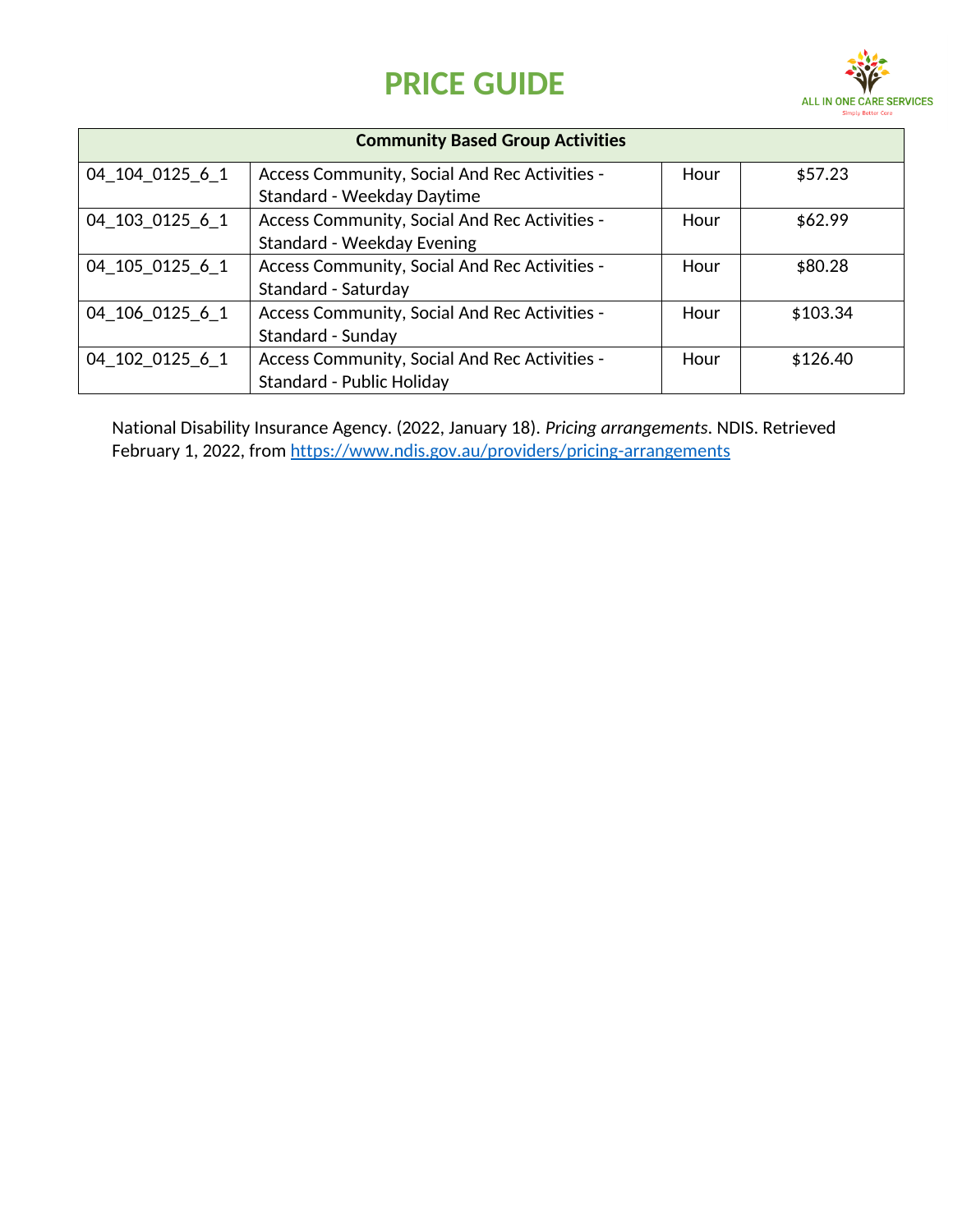# PRICE GUIDE

ALL IN ONE CARE SERVICES
Simply Better Care

| Community Based Group Activities | | | |
|---|---|---|---|
| 04_104_0125_6_1 | Access Community, Social And Rec Activities - Standard - Weekday Daytime | Hour | $57.23 |
| 04_103_0125_6_1 | Access Community, Social And Rec Activities - Standard - Weekday Evening | Hour | $62.99 |
| 04_105_0125_6_1 | Access Community, Social And Rec Activities - Standard - Saturday | Hour | $80.28 |
| 04_106_0125_6_1 | Access Community, Social And Rec Activities - Standard - Sunday | Hour | $103.34 |
| 04_102_0125_6_1 | Access Community, Social And Rec Activities - Standard - Public Holiday | Hour | $126.40 |

National Disability Insurance Agency. (2022, January 18). *Pricing arrangements*. NDIS. Retrieved February 1, 2022, from https://www.ndis.gov.au/providers/pricing-arrangements